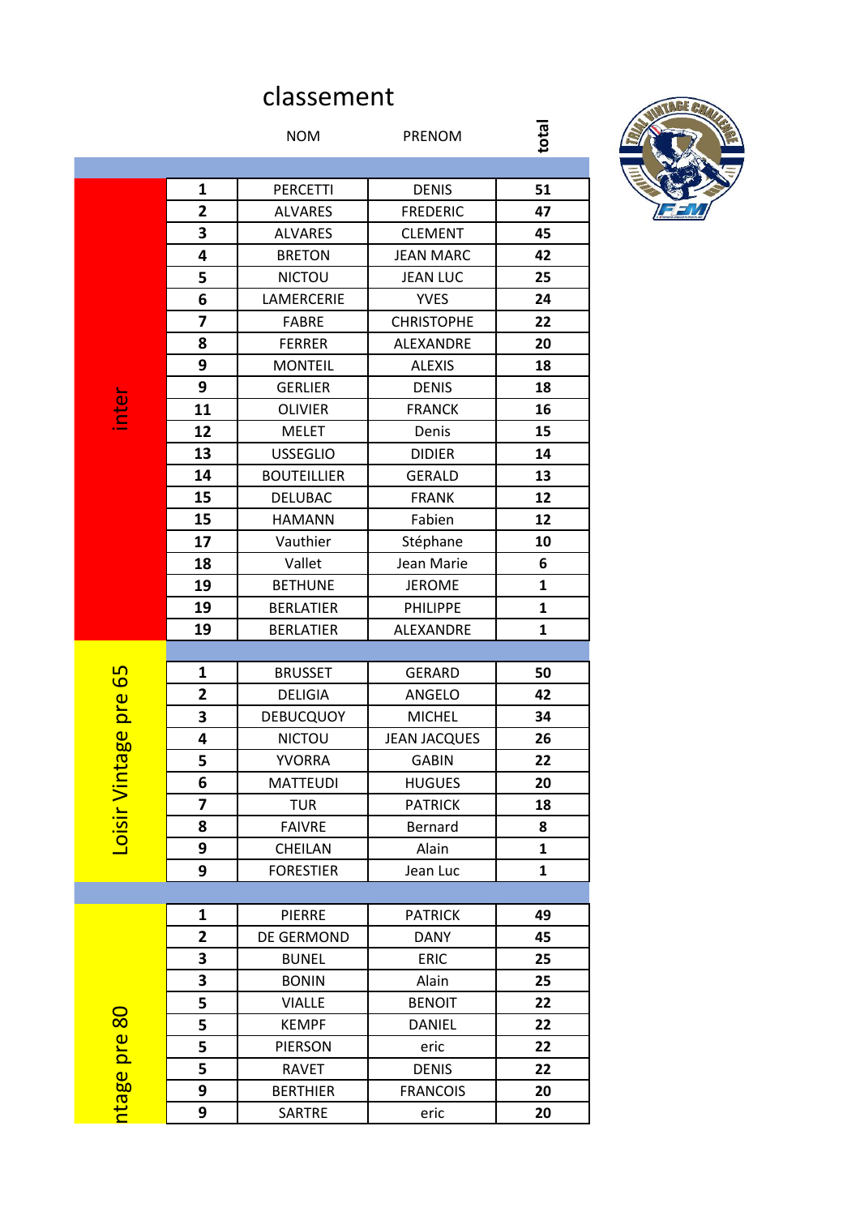# classement

| Catégorie | | NOM | PRENOM | total |
|---|---|---|---|---|
| inter | 1 | PERCETTI | DENIS | 51 |
| | 2 | ALVARES | FREDERIC | 47 |
| | 3 | ALVARES | CLEMENT | 45 |
| | 4 | BRETON | JEAN MARC | 42 |
| | 5 | NICTOU | JEAN LUC | 25 |
| | 6 | LAMERCERIE | YVES | 24 |
| | 7 | FABRE | CHRISTOPHE | 22 |
| | 8 | FERRER | ALEXANDRE | 20 |
| | 9 | MONTEIL | ALEXIS | 18 |
| | 9 | GERLIER | DENIS | 18 |
| | 11 | OLIVIER | FRANCK | 16 |
| | 12 | MELET | Denis | 15 |
| | 13 | USSEGLIO | DIDIER | 14 |
| | 14 | BOUTEILLIER | GERALD | 13 |
| | 15 | DELUBAC | FRANK | 12 |
| | 15 | HAMANN | Fabien | 12 |
| | 17 | Vauthier | Stéphane | 10 |
| | 18 | Vallet | Jean Marie | 6 |
| | 19 | BETHUNE | JEROME | 1 |
| | 19 | BERLATIER | PHILIPPE | 1 |
| | 19 | BERLATIER | ALEXANDRE | 1 |
| Loisir Vintage pre 65 | 1 | BRUSSET | GERARD | 50 |
| | 2 | DELIGIA | ANGELO | 42 |
| | 3 | DEBUCQUOY | MICHEL | 34 |
| | 4 | NICTOU | JEAN JACQUES | 26 |
| | 5 | YVORRA | GABIN | 22 |
| | 6 | MATTEUDI | HUGUES | 20 |
| | 7 | TUR | PATRICK | 18 |
| | 8 | FAIVRE | Bernard | 8 |
| | 9 | CHEILAN | Alain | 1 |
| | 9 | FORESTIER | Jean Luc | 1 |
| ntage pre 80 | 1 | PIERRE | PATRICK | 49 |
| | 2 | DE GERMOND | DANY | 45 |
| | 3 | BUNEL | ERIC | 25 |
| | 3 | BONIN | Alain | 25 |
| | 5 | VIALLE | BENOIT | 22 |
| | 5 | KEMPF | DANIEL | 22 |
| | 5 | PIERSON | eric | 22 |
| | 5 | RAVET | DENIS | 22 |
| | 9 | BERTHIER | FRANCOIS | 20 |
| | 9 | SARTRE | eric | 20 |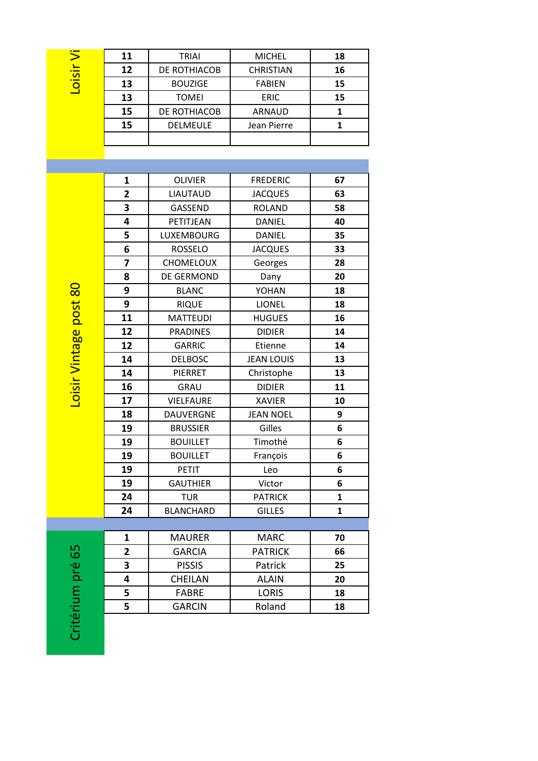## Loisir Vi

| | | | |
|---|---|---|---|
| 11 | TRIAI | MICHEL | 18 |
| 12 | DE ROTHIACOB | CHRISTIAN | 16 |
| 13 | BOUZIGE | FABIEN | 15 |
| 13 | TOMEI | ERIC | 15 |
| 15 | DE ROTHIACOB | ARNAUD | 1 |
| 15 | DELMEULE | Jean Pierre | 1 |
| | | | |

## Loisir Vintage post 80

| | | | |
|---|---|---|---|
| 1 | OLIVIER | FREDERIC | 67 |
| 2 | LIAUTAUD | JACQUES | 63 |
| 3 | GASSEND | ROLAND | 58 |
| 4 | PETITJEAN | DANIEL | 40 |
| 5 | LUXEMBOURG | DANIEL | 35 |
| 6 | ROSSELO | JACQUES | 33 |
| 7 | CHOMELOUX | Georges | 28 |
| 8 | DE GERMOND | Dany | 20 |
| 9 | BLANC | YOHAN | 18 |
| 9 | RIQUE | LIONEL | 18 |
| 11 | MATTEUDI | HUGUES | 16 |
| 12 | PRADINES | DIDIER | 14 |
| 12 | GARRIC | Etienne | 14 |
| 14 | DELBOSC | JEAN LOUIS | 13 |
| 14 | PIERRET | Christophe | 13 |
| 16 | GRAU | DIDIER | 11 |
| 17 | VIELFAURE | XAVIER | 10 |
| 18 | DAUVERGNE | JEAN NOEL | 9 |
| 19 | BRUSSIER | Gilles | 6 |
| 19 | BOUILLET | Timothé | 6 |
| 19 | BOUILLET | François | 6 |
| 19 | PETIT | Leo | 6 |
| 19 | GAUTHIER | Victor | 6 |
| 24 | TUR | PATRICK | 1 |
| 24 | BLANCHARD | GILLES | 1 |

## Critérium pré 65

| | | | |
|---|---|---|---|
| 1 | MAURER | MARC | 70 |
| 2 | GARCIA | PATRICK | 66 |
| 3 | PISSIS | Patrick | 25 |
| 4 | CHEILAN | ALAIN | 20 |
| 5 | FABRE | LORIS | 18 |
| 5 | GARCIN | Roland | 18 |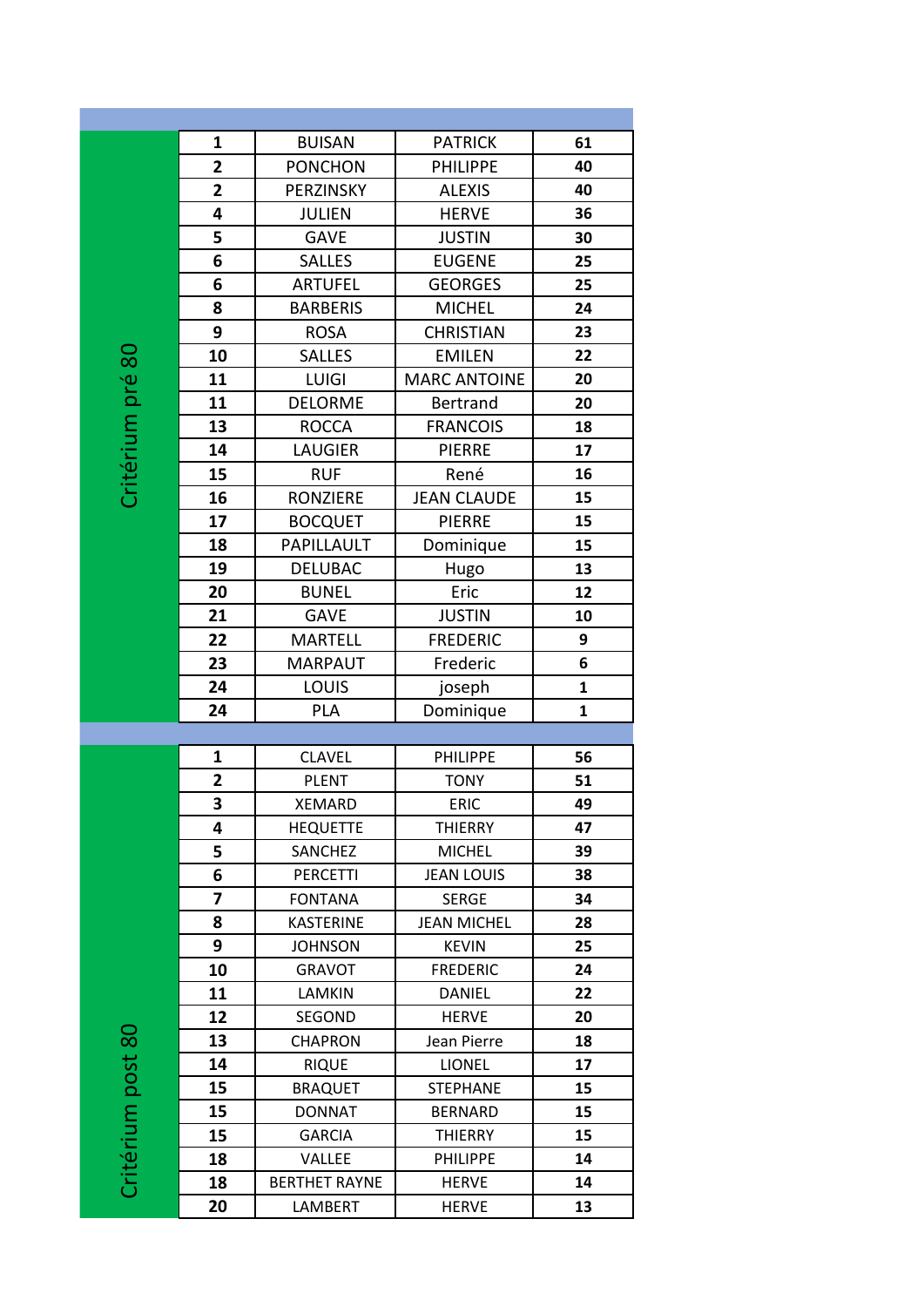## Critérium pré 80

| Rang | Nom | Prénom | Points |
|---|---|---|---|
| 1 | BUISAN | PATRICK | 61 |
| 2 | PONCHON | PHILIPPE | 40 |
| 2 | PERZINSKY | ALEXIS | 40 |
| 4 | JULIEN | HERVE | 36 |
| 5 | GAVE | JUSTIN | 30 |
| 6 | SALLES | EUGENE | 25 |
| 6 | ARTUFEL | GEORGES | 25 |
| 8 | BARBERIS | MICHEL | 24 |
| 9 | ROSA | CHRISTIAN | 23 |
| 10 | SALLES | EMILEN | 22 |
| 11 | LUIGI | MARC ANTOINE | 20 |
| 11 | DELORME | Bertrand | 20 |
| 13 | ROCCA | FRANCOIS | 18 |
| 14 | LAUGIER | PIERRE | 17 |
| 15 | RUF | René | 16 |
| 16 | RONZIERE | JEAN CLAUDE | 15 |
| 17 | BOCQUET | PIERRE | 15 |
| 18 | PAPILLAULT | Dominique | 15 |
| 19 | DELUBAC | Hugo | 13 |
| 20 | BUNEL | Eric | 12 |
| 21 | GAVE | JUSTIN | 10 |
| 22 | MARTELL | FREDERIC | 9 |
| 23 | MARPAUT | Frederic | 6 |
| 24 | LOUIS | joseph | 1 |
| 24 | PLA | Dominique | 1 |

## Critérium post 80

| Rang | Nom | Prénom | Points |
|---|---|---|---|
| 1 | CLAVEL | PHILIPPE | 56 |
| 2 | PLENT | TONY | 51 |
| 3 | XEMARD | ERIC | 49 |
| 4 | HEQUETTE | THIERRY | 47 |
| 5 | SANCHEZ | MICHEL | 39 |
| 6 | PERCETTI | JEAN LOUIS | 38 |
| 7 | FONTANA | SERGE | 34 |
| 8 | KASTERINE | JEAN MICHEL | 28 |
| 9 | JOHNSON | KEVIN | 25 |
| 10 | GRAVOT | FREDERIC | 24 |
| 11 | LAMKIN | DANIEL | 22 |
| 12 | SEGOND | HERVE | 20 |
| 13 | CHAPRON | Jean Pierre | 18 |
| 14 | RIQUE | LIONEL | 17 |
| 15 | BRAQUET | STEPHANE | 15 |
| 15 | DONNAT | BERNARD | 15 |
| 15 | GARCIA | THIERRY | 15 |
| 18 | VALLEE | PHILIPPE | 14 |
| 18 | BERTHET RAYNE | HERVE | 14 |
| 20 | LAMBERT | HERVE | 13 |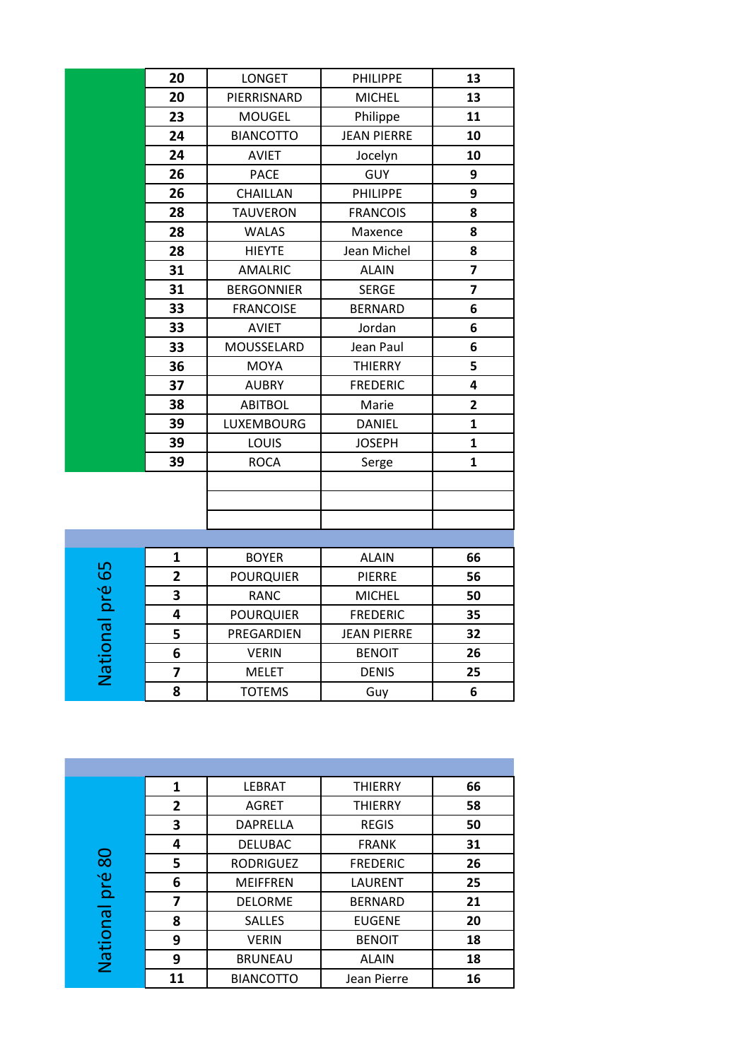| | | | |
|---|---|---|---|
| 20 | LONGET | PHILIPPE | 13 |
| 20 | PIERRISNARD | MICHEL | 13 |
| 23 | MOUGEL | Philippe | 11 |
| 24 | BIANCOTTO | JEAN PIERRE | 10 |
| 24 | AVIET | Jocelyn | 10 |
| 26 | PACE | GUY | 9 |
| 26 | CHAILLAN | PHILIPPE | 9 |
| 28 | TAUVERON | FRANCOIS | 8 |
| 28 | WALAS | Maxence | 8 |
| 28 | HIEYTE | Jean Michel | 8 |
| 31 | AMALRIC | ALAIN | 7 |
| 31 | BERGONNIER | SERGE | 7 |
| 33 | FRANCOISE | BERNARD | 6 |
| 33 | AVIET | Jordan | 6 |
| 33 | MOUSSELARD | Jean Paul | 6 |
| 36 | MOYA | THIERRY | 5 |
| 37 | AUBRY | FREDERIC | 4 |
| 38 | ABITBOL | Marie | 2 |
| 39 | LUXEMBOURG | DANIEL | 1 |
| 39 | LOUIS | JOSEPH | 1 |
| 39 | ROCA | Serge | 1 |

## National pré 65

| | | | |
|---|---|---|---|
| 1 | BOYER | ALAIN | 66 |
| 2 | POURQUIER | PIERRE | 56 |
| 3 | RANC | MICHEL | 50 |
| 4 | POURQUIER | FREDERIC | 35 |
| 5 | PREGARDIEN | JEAN PIERRE | 32 |
| 6 | VERIN | BENOIT | 26 |
| 7 | MELET | DENIS | 25 |
| 8 | TOTEMS | Guy | 6 |

## National pré 80

| | | | |
|---|---|---|---|
| 1 | LEBRAT | THIERRY | 66 |
| 2 | AGRET | THIERRY | 58 |
| 3 | DAPRELLA | REGIS | 50 |
| 4 | DELUBAC | FRANK | 31 |
| 5 | RODRIGUEZ | FREDERIC | 26 |
| 6 | MEIFFREN | LAURENT | 25 |
| 7 | DELORME | BERNARD | 21 |
| 8 | SALLES | EUGENE | 20 |
| 9 | VERIN | BENOIT | 18 |
| 9 | BRUNEAU | ALAIN | 18 |
| 11 | BIANCOTTO | Jean Pierre | 16 |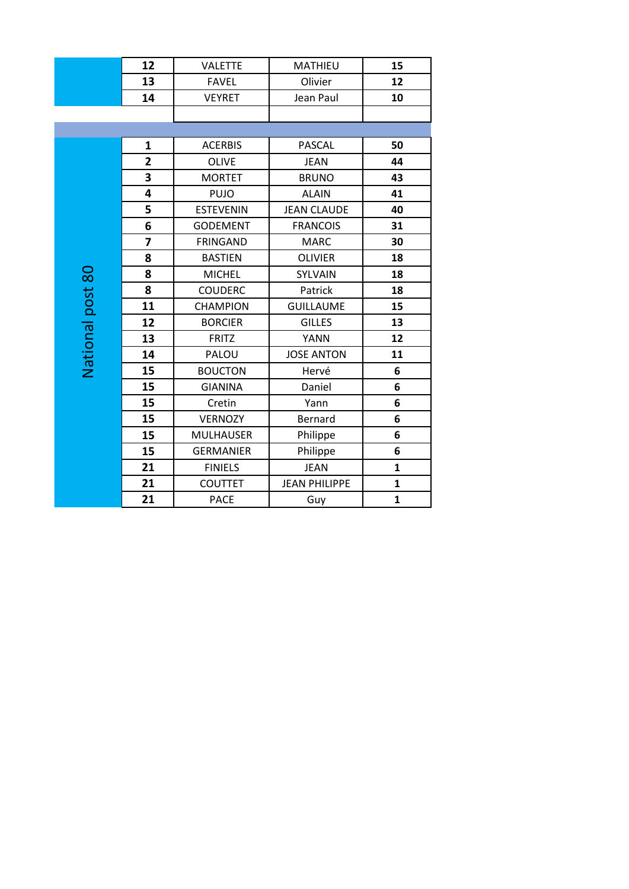| | | | |
|---|---|---|---|
| **12** | VALETTE | MATHIEU | **15** |
| **13** | FAVEL | Olivier | **12** |
| **14** | VEYRET | Jean Paul | **10** |

National post 80

| | | | |
|---|---|---|---|
| **1** | ACERBIS | PASCAL | **50** |
| **2** | OLIVE | JEAN | **44** |
| **3** | MORTET | BRUNO | **43** |
| **4** | PUJO | ALAIN | **41** |
| **5** | ESTEVENIN | JEAN CLAUDE | **40** |
| **6** | GODEMENT | FRANCOIS | **31** |
| **7** | FRINGAND | MARC | **30** |
| **8** | BASTIEN | OLIVIER | **18** |
| **8** | MICHEL | SYLVAIN | **18** |
| **8** | COUDERC | Patrick | **18** |
| **11** | CHAMPION | GUILLAUME | **15** |
| **12** | BORCIER | GILLES | **13** |
| **13** | FRITZ | YANN | **12** |
| **14** | PALOU | JOSE ANTON | **11** |
| **15** | BOUCTON | Hervé | **6** |
| **15** | GIANINA | Daniel | **6** |
| **15** | Cretin | Yann | **6** |
| **15** | VERNOZY | Bernard | **6** |
| **15** | MULHAUSER | Philippe | **6** |
| **15** | GERMANIER | Philippe | **6** |
| **21** | FINIELS | JEAN | **1** |
| **21** | COUTTET | JEAN PHILIPPE | **1** |
| **21** | PACE | Guy | **1** |